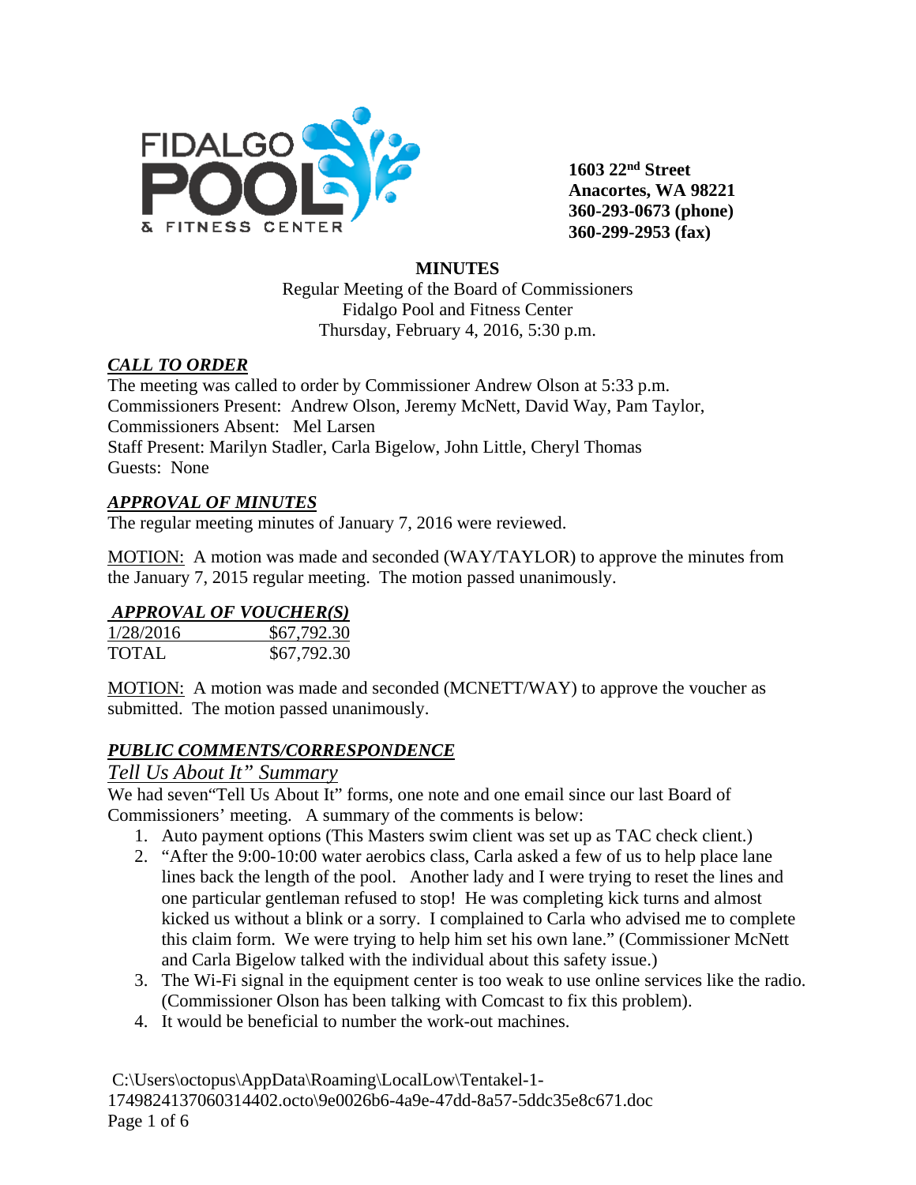FIDALGO POOL & FITNESS CENTER

**1603 22nd Street**
**Anacortes, WA 98221**
**360-293-0673 (phone)**
**360-299-2953 (fax)**

**MINUTES**

Regular Meeting of the Board of Commissioners
Fidalgo Pool and Fitness Center
Thursday, February 4, 2016, 5:30 p.m.

***CALL TO ORDER***

The meeting was called to order by Commissioner Andrew Olson at 5:33 p.m.
Commissioners Present: Andrew Olson, Jeremy McNett, David Way, Pam Taylor,
Commissioners Absent: Mel Larsen
Staff Present: Marilyn Stadler, Carla Bigelow, John Little, Cheryl Thomas
Guests: None

***APPROVAL OF MINUTES***

The regular meeting minutes of January 7, 2016 were reviewed.

MOTION: A motion was made and seconded (WAY/TAYLOR) to approve the minutes from the January 7, 2015 regular meeting. The motion passed unanimously.

***APPROVAL OF VOUCHER(S)***

| | |
|---|---|
| 1/28/2016 | $67,792.30 |
| TOTAL | $67,792.30 |

MOTION: A motion was made and seconded (MCNETT/WAY) to approve the voucher as submitted. The motion passed unanimously.

***PUBLIC COMMENTS/CORRESPONDENCE***

*Tell Us About It" Summary*

We had seven"Tell Us About It" forms, one note and one email since our last Board of Commissioners' meeting. A summary of the comments is below:

1. Auto payment options (This Masters swim client was set up as TAC check client.)
2. "After the 9:00-10:00 water aerobics class, Carla asked a few of us to help place lane lines back the length of the pool. Another lady and I were trying to reset the lines and one particular gentleman refused to stop! He was completing kick turns and almost kicked us without a blink or a sorry. I complained to Carla who advised me to complete this claim form. We were trying to help him set his own lane." (Commissioner McNett and Carla Bigelow talked with the individual about this safety issue.)
3. The Wi-Fi signal in the equipment center is too weak to use online services like the radio. (Commissioner Olson has been talking with Comcast to fix this problem).
4. It would be beneficial to number the work-out machines.

C:\Users\octopus\AppData\Roaming\LocalLow\Tentakel-1-1749824137060314402.octo\9e0026b6-4a9e-47dd-8a57-5ddc35e8c671.doc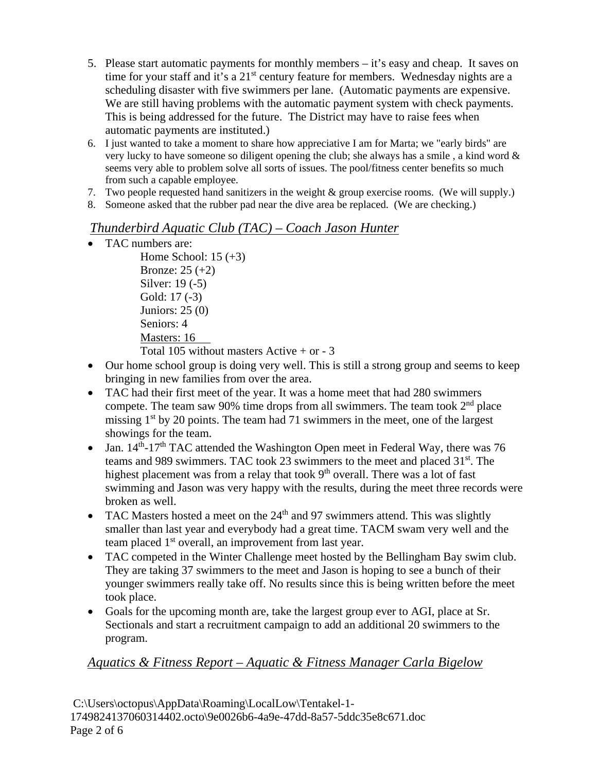5. Please start automatic payments for monthly members – it's easy and cheap. It saves on time for your staff and it's a 21st century feature for members. Wednesday nights are a scheduling disaster with five swimmers per lane. (Automatic payments are expensive. We are still having problems with the automatic payment system with check payments. This is being addressed for the future. The District may have to raise fees when automatic payments are instituted.)
6. I just wanted to take a moment to share how appreciative I am for Marta; we "early birds" are very lucky to have someone so diligent opening the club; she always has a smile , a kind word & seems very able to problem solve all sorts of issues. The pool/fitness center benefits so much from such a capable employee.
7. Two people requested hand sanitizers in the weight & group exercise rooms. (We will supply.)
8. Someone asked that the rubber pad near the dive area be replaced. (We are checking.)

## *Thunderbird Aquatic Club (TAC) – Coach Jason Hunter*

- TAC numbers are:

  Home School: 15 (+3)
  Bronze: 25 (+2)
  Silver: 19 (-5)
  Gold: 17 (-3)
  Juniors: 25 (0)
  Seniors: 4
  Masters: 16
  Total 105 without masters Active + or - 3

- Our home school group is doing very well. This is still a strong group and seems to keep bringing in new families from over the area.
- TAC had their first meet of the year. It was a home meet that had 280 swimmers compete. The team saw 90% time drops from all swimmers. The team took 2nd place missing 1st by 20 points. The team had 71 swimmers in the meet, one of the largest showings for the team.
- Jan. 14th-17th TAC attended the Washington Open meet in Federal Way, there was 76 teams and 989 swimmers. TAC took 23 swimmers to the meet and placed 31st. The highest placement was from a relay that took 9th overall. There was a lot of fast swimming and Jason was very happy with the results, during the meet three records were broken as well.
- TAC Masters hosted a meet on the 24th and 97 swimmers attend. This was slightly smaller than last year and everybody had a great time. TACM swam very well and the team placed 1st overall, an improvement from last year.
- TAC competed in the Winter Challenge meet hosted by the Bellingham Bay swim club. They are taking 37 swimmers to the meet and Jason is hoping to see a bunch of their younger swimmers really take off. No results since this is being written before the meet took place.
- Goals for the upcoming month are, take the largest group ever to AGI, place at Sr. Sectionals and start a recruitment campaign to add an additional 20 swimmers to the program.

## *Aquatics & Fitness Report – Aquatic & Fitness Manager Carla Bigelow*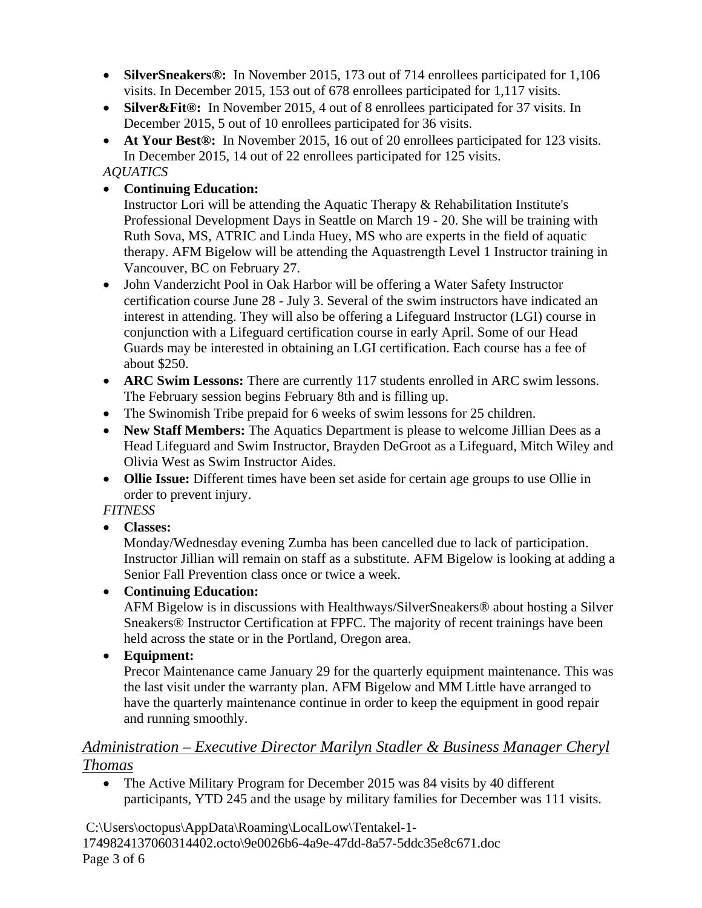- **SilverSneakers®:** In November 2015, 173 out of 714 enrollees participated for 1,106 visits. In December 2015, 153 out of 678 enrollees participated for 1,117 visits.
- **Silver&Fit®:** In November 2015, 4 out of 8 enrollees participated for 37 visits. In December 2015, 5 out of 10 enrollees participated for 36 visits.
- **At Your Best®:** In November 2015, 16 out of 20 enrollees participated for 123 visits. In December 2015, 14 out of 22 enrollees participated for 125 visits.

*AQUATICS*

- **Continuing Education:**
  Instructor Lori will be attending the Aquatic Therapy & Rehabilitation Institute's Professional Development Days in Seattle on March 19 - 20. She will be training with Ruth Sova, MS, ATRIC and Linda Huey, MS who are experts in the field of aquatic therapy. AFM Bigelow will be attending the Aquastrength Level 1 Instructor training in Vancouver, BC on February 27.
- John Vanderzicht Pool in Oak Harbor will be offering a Water Safety Instructor certification course June 28 - July 3. Several of the swim instructors have indicated an interest in attending. They will also be offering a Lifeguard Instructor (LGI) course in conjunction with a Lifeguard certification course in early April. Some of our Head Guards may be interested in obtaining an LGI certification. Each course has a fee of about $250.
- **ARC Swim Lessons:** There are currently 117 students enrolled in ARC swim lessons. The February session begins February 8th and is filling up.
- The Swinomish Tribe prepaid for 6 weeks of swim lessons for 25 children.
- **New Staff Members:** The Aquatics Department is please to welcome Jillian Dees as a Head Lifeguard and Swim Instructor, Brayden DeGroot as a Lifeguard, Mitch Wiley and Olivia West as Swim Instructor Aides.
- **Ollie Issue:** Different times have been set aside for certain age groups to use Ollie in order to prevent injury.

*FITNESS*

- **Classes:**
  Monday/Wednesday evening Zumba has been cancelled due to lack of participation. Instructor Jillian will remain on staff as a substitute. AFM Bigelow is looking at adding a Senior Fall Prevention class once or twice a week.
- **Continuing Education:**
  AFM Bigelow is in discussions with Healthways/SilverSneakers® about hosting a Silver Sneakers® Instructor Certification at FPFC. The majority of recent trainings have been held across the state or in the Portland, Oregon area.
- **Equipment:**
  Precor Maintenance came January 29 for the quarterly equipment maintenance. This was the last visit under the warranty plan. AFM Bigelow and MM Little have arranged to have the quarterly maintenance continue in order to keep the equipment in good repair and running smoothly.

## *Administration – Executive Director Marilyn Stadler & Business Manager Cheryl Thomas*

- The Active Military Program for December 2015 was 84 visits by 40 different participants, YTD 245 and the usage by military families for December was 111 visits.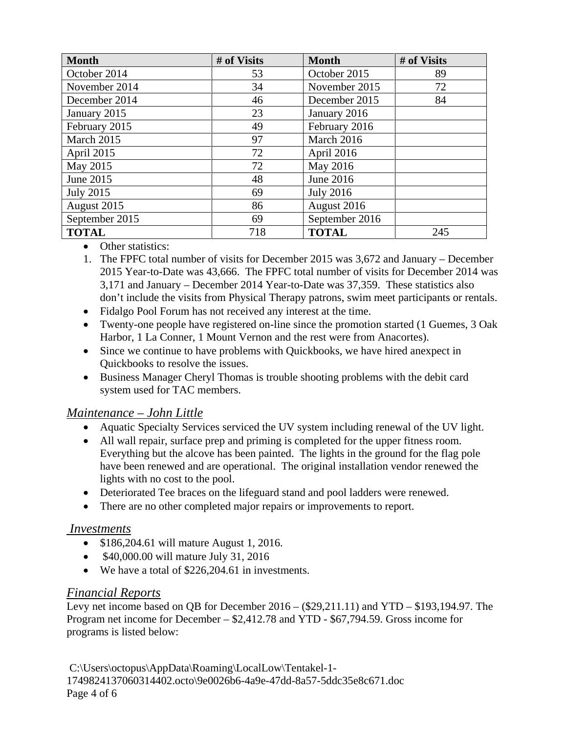| Month | # of Visits | Month | # of Visits |
| --- | --- | --- | --- |
| October 2014 | 53 | October 2015 | 89 |
| November 2014 | 34 | November 2015 | 72 |
| December 2014 | 46 | December 2015 | 84 |
| January 2015 | 23 | January 2016 | |
| February 2015 | 49 | February 2016 | |
| March 2015 | 97 | March 2016 | |
| April 2015 | 72 | April 2016 | |
| May 2015 | 72 | May 2016 | |
| June 2015 | 48 | June 2016 | |
| July 2015 | 69 | July 2016 | |
| August 2015 | 86 | August 2016 | |
| September 2015 | 69 | September 2016 | |
| **TOTAL** | 718 | **TOTAL** | 245 |

- Other statistics:

1. The FPFC total number of visits for December 2015 was 3,672 and January – December 2015 Year-to-Date was 43,666. The FPFC total number of visits for December 2014 was 3,171 and January – December 2014 Year-to-Date was 37,359. These statistics also don't include the visits from Physical Therapy patrons, swim meet participants or rentals.

- Fidalgo Pool Forum has not received any interest at the time.
- Twenty-one people have registered on-line since the promotion started (1 Guemes, 3 Oak Harbor, 1 La Conner, 1 Mount Vernon and the rest were from Anacortes).
- Since we continue to have problems with Quickbooks, we have hired anexpect in Quickbooks to resolve the issues.
- Business Manager Cheryl Thomas is trouble shooting problems with the debit card system used for TAC members.

## *Maintenance – John Little*

- Aquatic Specialty Services serviced the UV system including renewal of the UV light.
- All wall repair, surface prep and priming is completed for the upper fitness room. Everything but the alcove has been painted. The lights in the ground for the flag pole have been renewed and are operational. The original installation vendor renewed the lights with no cost to the pool.
- Deteriorated Tee braces on the lifeguard stand and pool ladders were renewed.
- There are no other completed major repairs or improvements to report.

## *Investments*

- $186,204.61 will mature August 1, 2016.
- $40,000.00 will mature July 31, 2016
- We have a total of $226,204.61 in investments.

## *Financial Reports*

Levy net income based on QB for December 2016 – ($29,211.11) and YTD – $193,194.97. The Program net income for December – $2,412.78 and YTD - $67,794.59. Gross income for programs is listed below: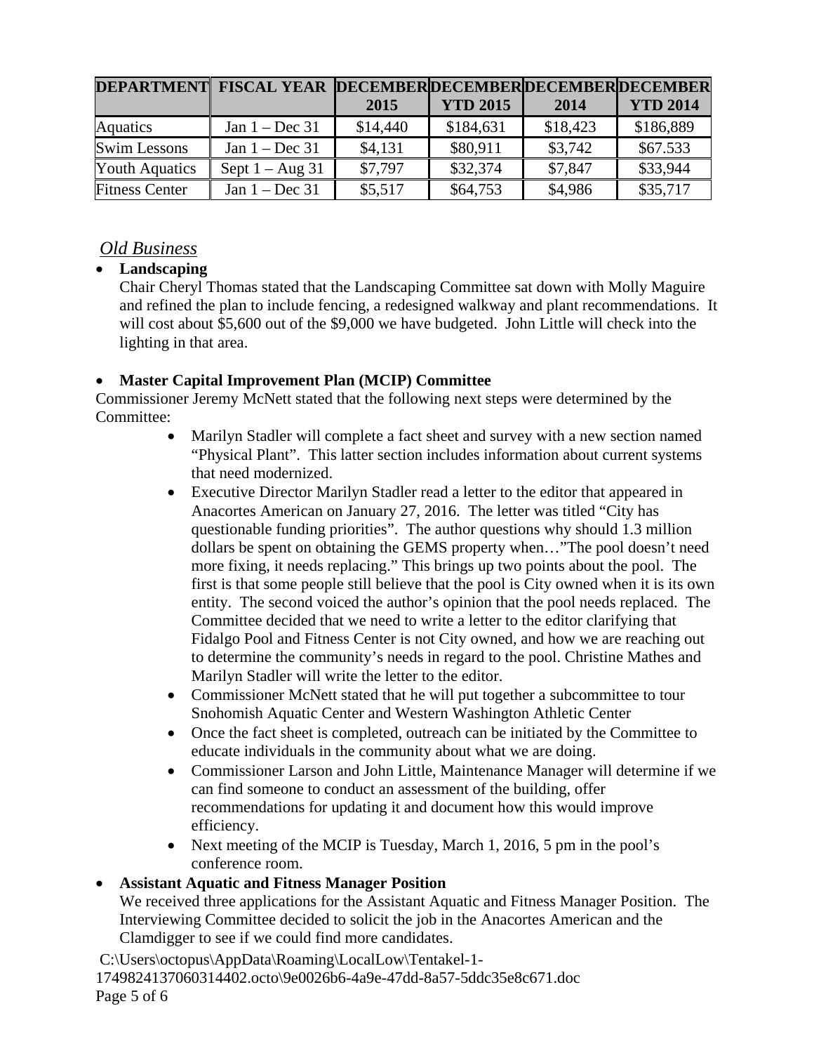| DEPARTMENT | FISCAL YEAR | DECEMBER 2015 | DECEMBER YTD 2015 | DECEMBER 2014 | DECEMBER YTD 2014 |
|---|---|---|---|---|---|
| Aquatics | Jan 1 – Dec 31 | $14,440 | $184,631 | $18,423 | $186,889 |
| Swim Lessons | Jan 1 – Dec 31 | $4,131 | $80,911 | $3,742 | $67.533 |
| Youth Aquatics | Sept 1 – Aug 31 | $7,797 | $32,374 | $7,847 | $33,944 |
| Fitness Center | Jan 1 – Dec 31 | $5,517 | $64,753 | $4,986 | $35,717 |

## *Old Business*

- **Landscaping**
  Chair Cheryl Thomas stated that the Landscaping Committee sat down with Molly Maguire and refined the plan to include fencing, a redesigned walkway and plant recommendations. It will cost about $5,600 out of the $9,000 we have budgeted. John Little will check into the lighting in that area.

- **Master Capital Improvement Plan (MCIP) Committee**

Commissioner Jeremy McNett stated that the following next steps were determined by the Committee:

  - Marilyn Stadler will complete a fact sheet and survey with a new section named "Physical Plant". This latter section includes information about current systems that need modernized.
  - Executive Director Marilyn Stadler read a letter to the editor that appeared in Anacortes American on January 27, 2016. The letter was titled "City has questionable funding priorities". The author questions why should 1.3 million dollars be spent on obtaining the GEMS property when…"The pool doesn't need more fixing, it needs replacing." This brings up two points about the pool. The first is that some people still believe that the pool is City owned when it is its own entity. The second voiced the author's opinion that the pool needs replaced. The Committee decided that we need to write a letter to the editor clarifying that Fidalgo Pool and Fitness Center is not City owned, and how we are reaching out to determine the community's needs in regard to the pool. Christine Mathes and Marilyn Stadler will write the letter to the editor.
  - Commissioner McNett stated that he will put together a subcommittee to tour Snohomish Aquatic Center and Western Washington Athletic Center
  - Once the fact sheet is completed, outreach can be initiated by the Committee to educate individuals in the community about what we are doing.
  - Commissioner Larson and John Little, Maintenance Manager will determine if we can find someone to conduct an assessment of the building, offer recommendations for updating it and document how this would improve efficiency.
  - Next meeting of the MCIP is Tuesday, March 1, 2016, 5 pm in the pool's conference room.

- **Assistant Aquatic and Fitness Manager Position**
  We received three applications for the Assistant Aquatic and Fitness Manager Position. The Interviewing Committee decided to solicit the job in the Anacortes American and the Clamdigger to see if we could find more candidates.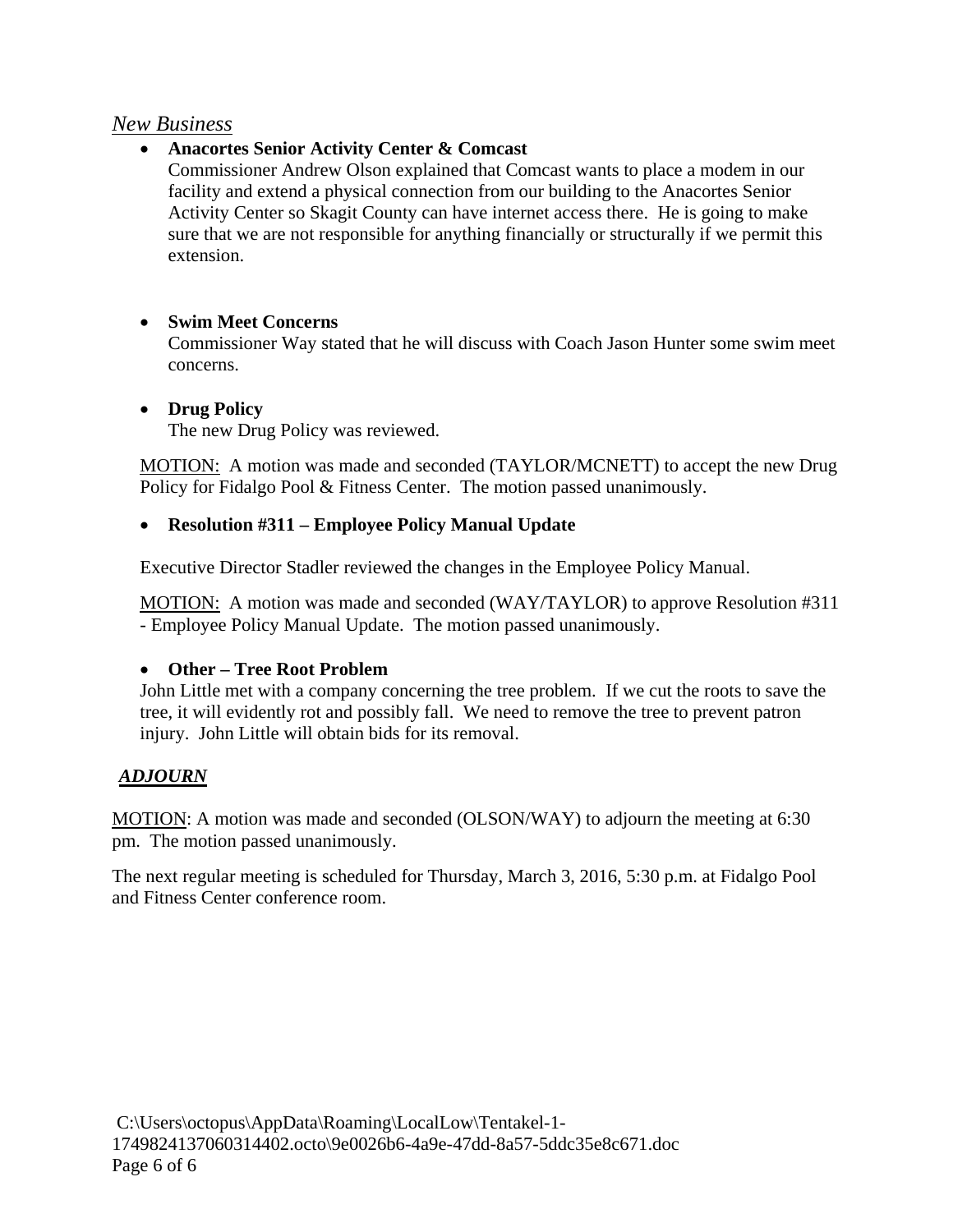## *New Business*

- **Anacortes Senior Activity Center & Comcast**
  Commissioner Andrew Olson explained that Comcast wants to place a modem in our facility and extend a physical connection from our building to the Anacortes Senior Activity Center so Skagit County can have internet access there. He is going to make sure that we are not responsible for anything financially or structurally if we permit this extension.

- **Swim Meet Concerns**
  Commissioner Way stated that he will discuss with Coach Jason Hunter some swim meet concerns.

- **Drug Policy**
  The new Drug Policy was reviewed.

  MOTION: A motion was made and seconded (TAYLOR/MCNETT) to accept the new Drug Policy for Fidalgo Pool & Fitness Center. The motion passed unanimously.

- **Resolution #311 – Employee Policy Manual Update**

  Executive Director Stadler reviewed the changes in the Employee Policy Manual.

  MOTION: A motion was made and seconded (WAY/TAYLOR) to approve Resolution #311 - Employee Policy Manual Update. The motion passed unanimously.

- **Other – Tree Root Problem**
  John Little met with a company concerning the tree problem. If we cut the roots to save the tree, it will evidently rot and possibly fall. We need to remove the tree to prevent patron injury. John Little will obtain bids for its removal.

## ***ADJOURN***

MOTION: A motion was made and seconded (OLSON/WAY) to adjourn the meeting at 6:30 pm. The motion passed unanimously.

The next regular meeting is scheduled for Thursday, March 3, 2016, 5:30 p.m. at Fidalgo Pool and Fitness Center conference room.

C:\Users\octopus\AppData\Roaming\LocalLow\Tentakel-1-1749824137060314402.octo\9e0026b6-4a9e-47dd-8a57-5ddc35e8c671.doc